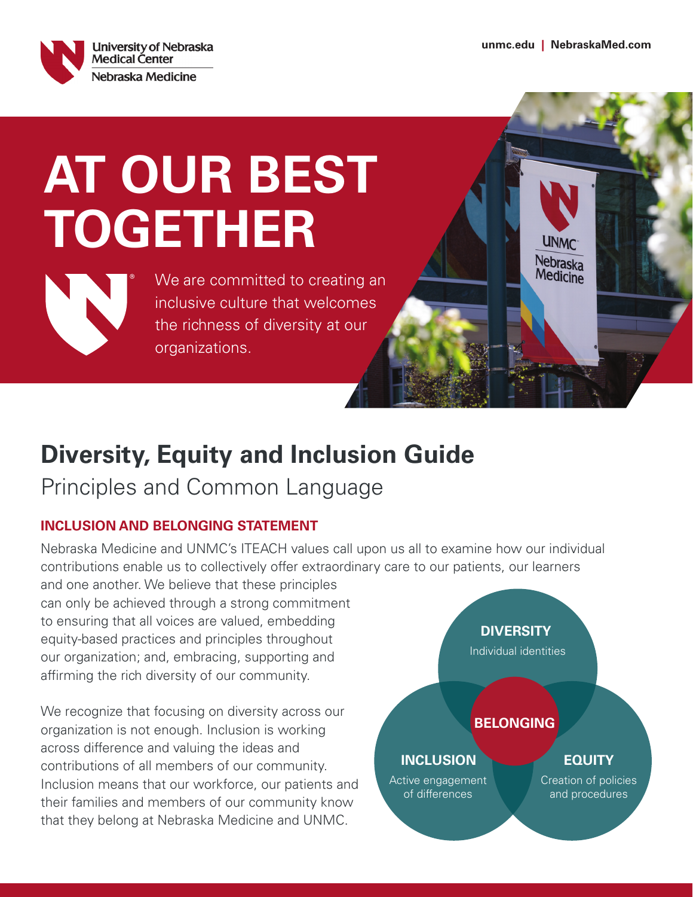University of Nebraska Medical Center
Nebraska Medicine

unmc.edu | NebraskaMed.com

# AT OUR BEST TOGETHER

We are committed to creating an inclusive culture that welcomes the richness of diversity at our organizations.

## Diversity, Equity and Inclusion Guide

Principles and Common Language

### INCLUSION AND BELONGING STATEMENT

Nebraska Medicine and UNMC's ITEACH values call upon us all to examine how our individual contributions enable us to collectively offer extraordinary care to our patients, our learners and one another. We believe that these principles can only be achieved through a strong commitment to ensuring that all voices are valued, embedding equity-based practices and principles throughout our organization; and, embracing, supporting and affirming the rich diversity of our community.

We recognize that focusing on diversity across our organization is not enough. Inclusion is working across difference and valuing the ideas and contributions of all members of our community. Inclusion means that our workforce, our patients and their families and members of our community know that they belong at Nebraska Medicine and UNMC.

DIVERSITY
Individual identities

BELONGING

INCLUSION
Active engagement of differences

EQUITY
Creation of policies and procedures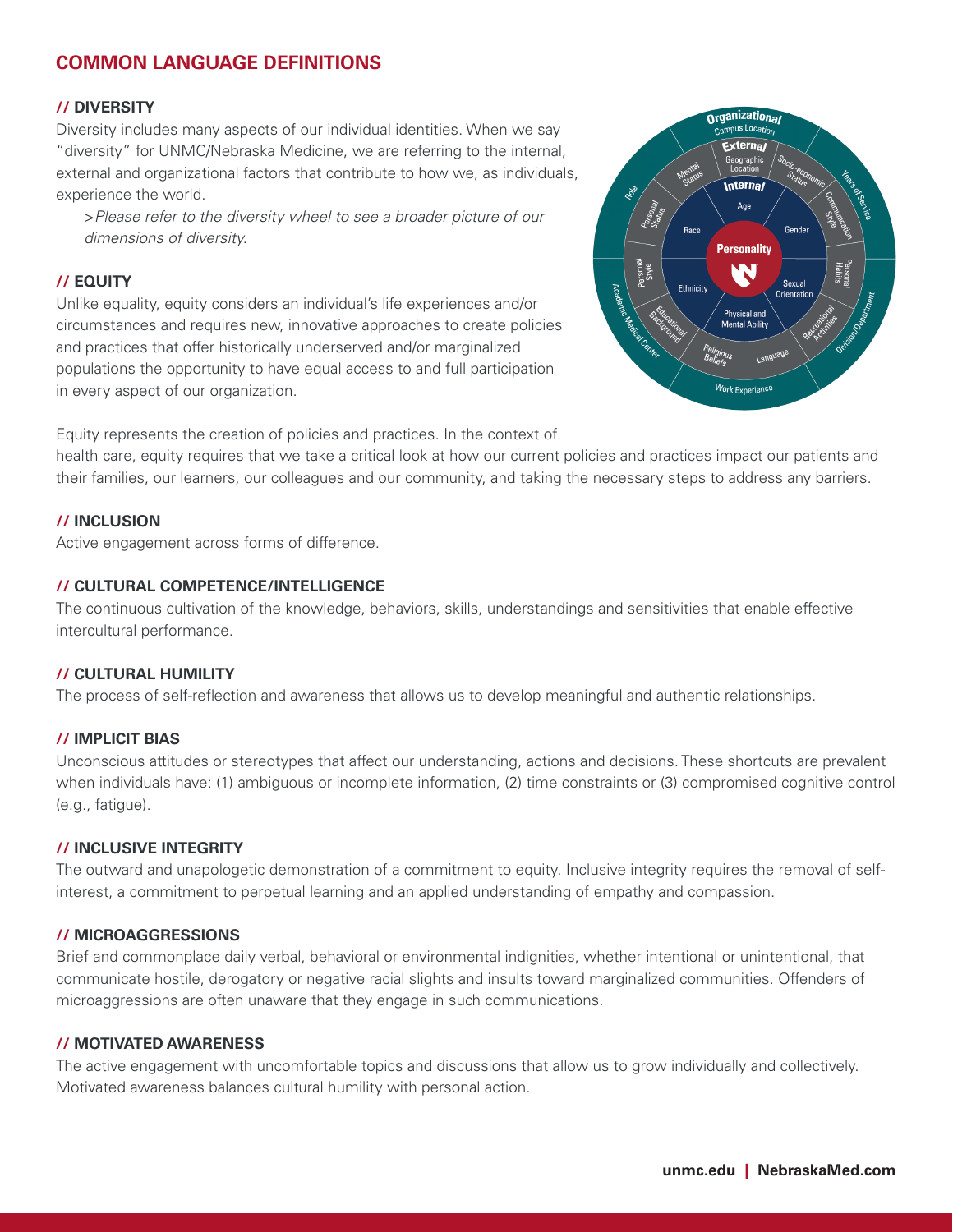## COMMON LANGUAGE DEFINITIONS

### // DIVERSITY

Diversity includes many aspects of our individual identities. When we say "diversity" for UNMC/Nebraska Medicine, we are referring to the internal, external and organizational factors that contribute to how we, as individuals, experience the world.

>*Please refer to the diversity wheel to see a broader picture of our dimensions of diversity.*

Organizational
Campus Location
External
Geographic Location
Internal
Age
Gender
Sexual Orientation
Physical and Mental Ability
Ethnicity
Race
Personality
Mental Status
Socio-economic Status
Communication Style
Personal Habits
Recreational Activities
Language
Religious Beliefs
Educational Background
Personal Style
Personal Status
Role
Years of Service
Division/Department
Work Experience
Academic Medical Center

### // EQUITY

Unlike equality, equity considers an individual's life experiences and/or circumstances and requires new, innovative approaches to create policies and practices that offer historically underserved and/or marginalized populations the opportunity to have equal access to and full participation in every aspect of our organization.

Equity represents the creation of policies and practices. In the context of health care, equity requires that we take a critical look at how our current policies and practices impact our patients and their families, our learners, our colleagues and our community, and taking the necessary steps to address any barriers.

### // INCLUSION

Active engagement across forms of difference.

### // CULTURAL COMPETENCE/INTELLIGENCE

The continuous cultivation of the knowledge, behaviors, skills, understandings and sensitivities that enable effective intercultural performance.

### // CULTURAL HUMILITY

The process of self-reflection and awareness that allows us to develop meaningful and authentic relationships.

### // IMPLICIT BIAS

Unconscious attitudes or stereotypes that affect our understanding, actions and decisions. These shortcuts are prevalent when individuals have: (1) ambiguous or incomplete information, (2) time constraints or (3) compromised cognitive control (e.g., fatigue).

### // INCLUSIVE INTEGRITY

The outward and unapologetic demonstration of a commitment to equity. Inclusive integrity requires the removal of self-interest, a commitment to perpetual learning and an applied understanding of empathy and compassion.

### // MICROAGGRESSIONS

Brief and commonplace daily verbal, behavioral or environmental indignities, whether intentional or unintentional, that communicate hostile, derogatory or negative racial slights and insults toward marginalized communities. Offenders of microaggressions are often unaware that they engage in such communications.

### // MOTIVATED AWARENESS

The active engagement with uncomfortable topics and discussions that allow us to grow individually and collectively. Motivated awareness balances cultural humility with personal action.